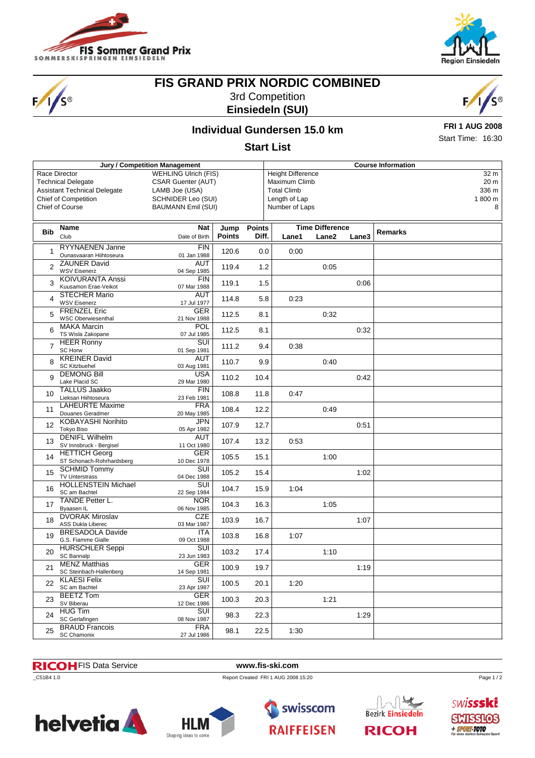# FIS GRAND PRIX NORDIC COMBINED

3rd Competition

**Einsiedeln (SUI)**

## Individual Gundersen 15.0 km

**FRI 1 AUG 2008**

Start Time: 16:30

### Start List

| Jury / Competition Management | | Course Information | |
|---|---|---|---|
| Race Director | WEHLING Ulrich (FIS) | Height Difference | 32 m |
| Technical Delegate | CSAR Guenter (AUT) | Maximum Climb | 20 m |
| Assistant Technical Delegate | LAMB Joe (USA) | Total Climb | 336 m |
| Chief of Competition | SCHNIDER Leo (SUI) | Length of Lap | 1 800 m |
| Chief of Course | BAUMANN Emil (SUI) | Number of Laps | 8 |

| Bib | Name / Club | Nat / Date of Birth | Jump Points | Points Diff. | Time Difference Lane1 | Lane2 | Lane3 | Remarks |
|---|---|---|---|---|---|---|---|---|
| 1 | RYYNAENEN Janne / Ounasvaaran Hiihtoseura | FIN / 01 Jan 1988 | 120.6 | 0.0 | 0:00 | | | |
| 2 | ZAUNER David / WSV Eisenerz | AUT / 04 Sep 1985 | 119.4 | 1.2 | | 0:05 | | |
| 3 | KOIVURANTA Anssi / Kuusamon Erae-Veikot | FIN / 07 Mar 1988 | 119.1 | 1.5 | | | 0:06 | |
| 4 | STECHER Mario / WSV Eisenerz | AUT / 17 Jul 1977 | 114.8 | 5.8 | 0:23 | | | |
| 5 | FRENZEL Eric / WSC Oberwiesenthal | GER / 21 Nov 1988 | 112.5 | 8.1 | | 0:32 | | |
| 6 | MAKA Marcin / TS Wisla Zakopane | POL / 07 Jul 1985 | 112.5 | 8.1 | | | 0:32 | |
| 7 | HEER Ronny / SC Horw | SUI / 01 Sep 1981 | 111.2 | 9.4 | 0:38 | | | |
| 8 | KREINER David / SC Kitzbuehel | AUT / 03 Aug 1981 | 110.7 | 9.9 | | 0:40 | | |
| 9 | DEMONG Bill / Lake Placid SC | USA / 29 Mar 1980 | 110.2 | 10.4 | | | 0:42 | |
| 10 | TALLUS Jaakko / Lieksan Hiihtoseura | FIN / 23 Feb 1981 | 108.8 | 11.8 | 0:47 | | | |
| 11 | LAHEURTE Maxime / Douanes Geradmer | FRA / 20 May 1985 | 108.4 | 12.2 | | 0:49 | | |
| 12 | KOBAYASHI Norihito / Tokyo Biso | JPN / 05 Apr 1982 | 107.9 | 12.7 | | | 0:51 | |
| 13 | DENIFL Wilhelm / SV Innsbruck - Bergisel | AUT / 11 Oct 1980 | 107.4 | 13.2 | 0:53 | | | |
| 14 | HETTICH Georg / ST Schonach-Rohrhardsberg | GER / 10 Dec 1978 | 105.5 | 15.1 | | 1:00 | | |
| 15 | SCHMID Tommy / TV Unterstrass | SUI / 04 Dec 1988 | 105.2 | 15.4 | | | 1:02 | |
| 16 | HOLLENSTEIN Michael / SC am Bachtel | SUI / 22 Sep 1984 | 104.7 | 15.9 | 1:04 | | | |
| 17 | TANDE Petter L. / Byaasen IL | NOR / 06 Nov 1985 | 104.3 | 16.3 | | 1:05 | | |
| 18 | DVORAK Miroslav / ASS Dukla Liberec | CZE / 03 Mar 1987 | 103.9 | 16.7 | | | 1:07 | |
| 19 | BRESADOLA Davide / G.S. Fiamme Gialle | ITA / 09 Oct 1988 | 103.8 | 16.8 | 1:07 | | | |
| 20 | HURSCHLER Seppi / SC Bannalp | SUI / 23 Jun 1983 | 103.2 | 17.4 | | 1:10 | | |
| 21 | MENZ Matthias / SC Steinbach-Hallenberg | GER / 14 Sep 1981 | 100.9 | 19.7 | | | 1:19 | |
| 22 | KLAESI Felix / SC am Bachtel | SUI / 23 Apr 1987 | 100.5 | 20.1 | 1:20 | | | |
| 23 | BEETZ Tom / SV Biberau | GER / 12 Dec 1986 | 100.3 | 20.3 | | 1:21 | | |
| 24 | HUG Tim / SC Gerlafingen | SUI / 08 Nov 1987 | 98.3 | 22.3 | | | 1:29 | |
| 25 | BRAUD Francois / SC Chamonix | FRA / 27 Jul 1986 | 98.1 | 22.5 | 1:30 | | | |

RICOH FIS Data Service

www.fis-ski.com

_C51B4 1.0

Report Created FRI 1 AUG 2008 15:20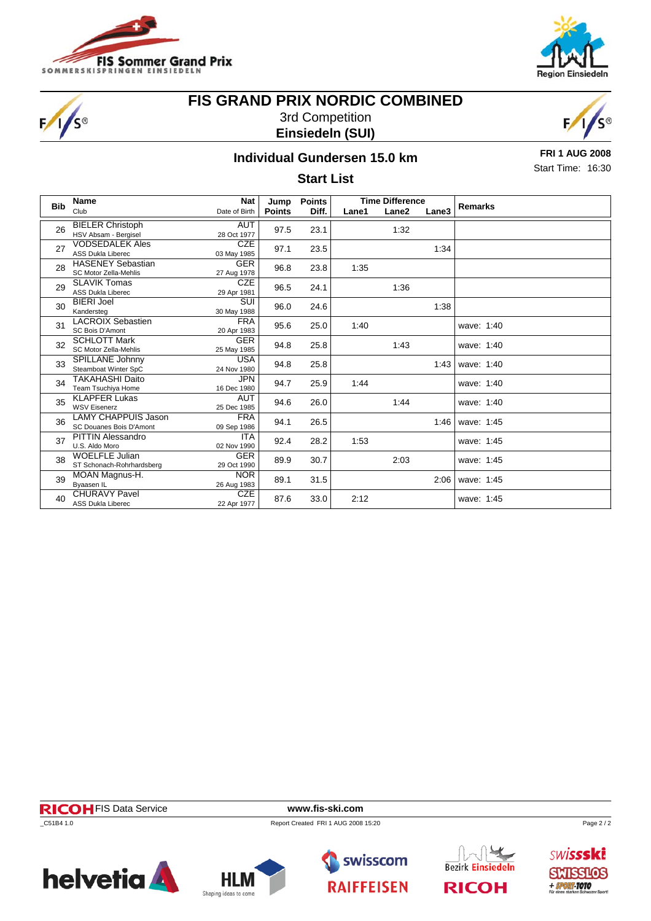# FIS GRAND PRIX NORDIC COMBINED

3rd Competition

**Einsiedeln (SUI)**

## Individual Gundersen 15.0 km

**FRI 1 AUG 2008**

Start Time: 16:30

### Start List

| Bib | Name<br>Club | Nat<br>Date of Birth | Jump Points | Points Diff. | Time Difference Lane1 | Lane2 | Lane3 | Remarks |
|---|---|---|---|---|---|---|---|---|
| 26 | BIELER Christoph<br>HSV Absam - Bergisel | AUT<br>28 Oct 1977 | 97.5 | 23.1 | | 1:32 | | |
| 27 | VODSEDALEK Ales<br>ASS Dukla Liberec | CZE<br>03 May 1985 | 97.1 | 23.5 | | | 1:34 | |
| 28 | HASENEY Sebastian<br>SC Motor Zella-Mehlis | GER<br>27 Aug 1978 | 96.8 | 23.8 | 1:35 | | | |
| 29 | SLAVIK Tomas<br>ASS Dukla Liberec | CZE<br>29 Apr 1981 | 96.5 | 24.1 | | 1:36 | | |
| 30 | BIERI Joel<br>Kandersteg | SUI<br>30 May 1988 | 96.0 | 24.6 | | | 1:38 | |
| 31 | LACROIX Sebastien<br>SC Bois D'Amont | FRA<br>20 Apr 1983 | 95.6 | 25.0 | 1:40 | | | wave: 1:40 |
| 32 | SCHLOTT Mark<br>SC Motor Zella-Mehlis | GER<br>25 May 1985 | 94.8 | 25.8 | | 1:43 | | wave: 1:40 |
| 33 | SPILLANE Johnny<br>Steamboat Winter SpC | USA<br>24 Nov 1980 | 94.8 | 25.8 | | | 1:43 | wave: 1:40 |
| 34 | TAKAHASHI Daito<br>Team Tsuchiya Home | JPN<br>16 Dec 1980 | 94.7 | 25.9 | 1:44 | | | wave: 1:40 |
| 35 | KLAPFER Lukas<br>WSV Eisenerz | AUT<br>25 Dec 1985 | 94.6 | 26.0 | | 1:44 | | wave: 1:40 |
| 36 | LAMY CHAPPUIS Jason<br>SC Douanes Bois D'Amont | FRA<br>09 Sep 1986 | 94.1 | 26.5 | | | 1:46 | wave: 1:45 |
| 37 | PITTIN Alessandro<br>U.S. Aldo Moro | ITA<br>02 Nov 1990 | 92.4 | 28.2 | 1:53 | | | wave: 1:45 |
| 38 | WOELFLE Julian<br>ST Schonach-Rohrhardsberg | GER<br>29 Oct 1990 | 89.9 | 30.7 | | 2:03 | | wave: 1:45 |
| 39 | MOAN Magnus-H.<br>Byaasen IL | NOR<br>26 Aug 1983 | 89.1 | 31.5 | | | 2:06 | wave: 1:45 |
| 40 | CHURAVY Pavel<br>ASS Dukla Liberec | CZE<br>22 Apr 1977 | 87.6 | 33.0 | 2:12 | | | wave: 1:45 |

RICOH FIS Data Service www.fis-ski.com

_C51B4 1.0 Report Created FRI 1 AUG 2008 15:20